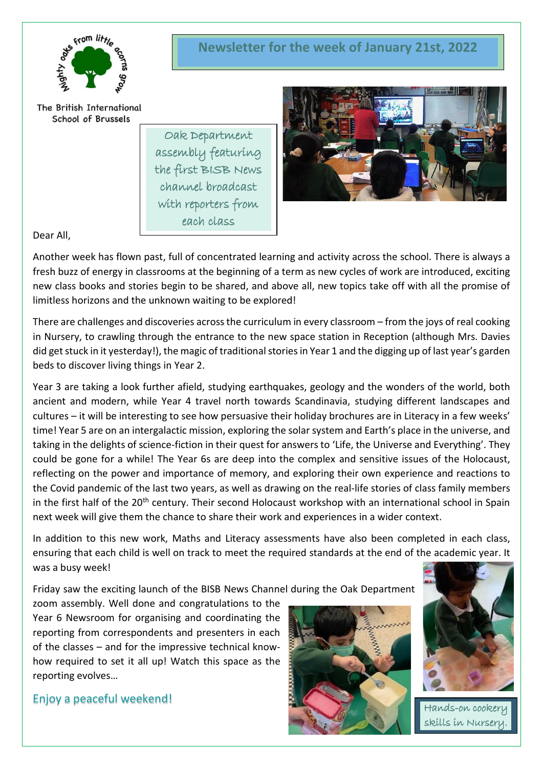The British International School of Brussels

# Newsletter for the week of January 21st, 2022

Oak Department assembly featuring the first BISB News channel broadcast with reporters from each class

Dear All,

Another week has flown past, full of concentrated learning and activity across the school. There is always a fresh buzz of energy in classrooms at the beginning of a term as new cycles of work are introduced, exciting new class books and stories begin to be shared, and above all, new topics take off with all the promise of limitless horizons and the unknown waiting to be explored!

There are challenges and discoveries across the curriculum in every classroom – from the joys of real cooking in Nursery, to crawling through the entrance to the new space station in Reception (although Mrs. Davies did get stuck in it yesterday!), the magic of traditional stories in Year 1 and the digging up of last year's garden beds to discover living things in Year 2.

Year 3 are taking a look further afield, studying earthquakes, geology and the wonders of the world, both ancient and modern, while Year 4 travel north towards Scandinavia, studying different landscapes and cultures – it will be interesting to see how persuasive their holiday brochures are in Literacy in a few weeks' time! Year 5 are on an intergalactic mission, exploring the solar system and Earth's place in the universe, and taking in the delights of science-fiction in their quest for answers to 'Life, the Universe and Everything'. They could be gone for a while! The Year 6s are deep into the complex and sensitive issues of the Holocaust, reflecting on the power and importance of memory, and exploring their own experience and reactions to the Covid pandemic of the last two years, as well as drawing on the real-life stories of class family members in the first half of the 20th century. Their second Holocaust workshop with an international school in Spain next week will give them the chance to share their work and experiences in a wider context.

In addition to this new work, Maths and Literacy assessments have also been completed in each class, ensuring that each child is well on track to meet the required standards at the end of the academic year. It was a busy week!

Friday saw the exciting launch of the BISB News Channel during the Oak Department zoom assembly. Well done and congratulations to the Year 6 Newsroom for organising and coordinating the reporting from correspondents and presenters in each of the classes – and for the impressive technical know-how required to set it all up! Watch this space as the reporting evolves…

Enjoy a peaceful weekend!

Hands-on cookery skills in Nursery.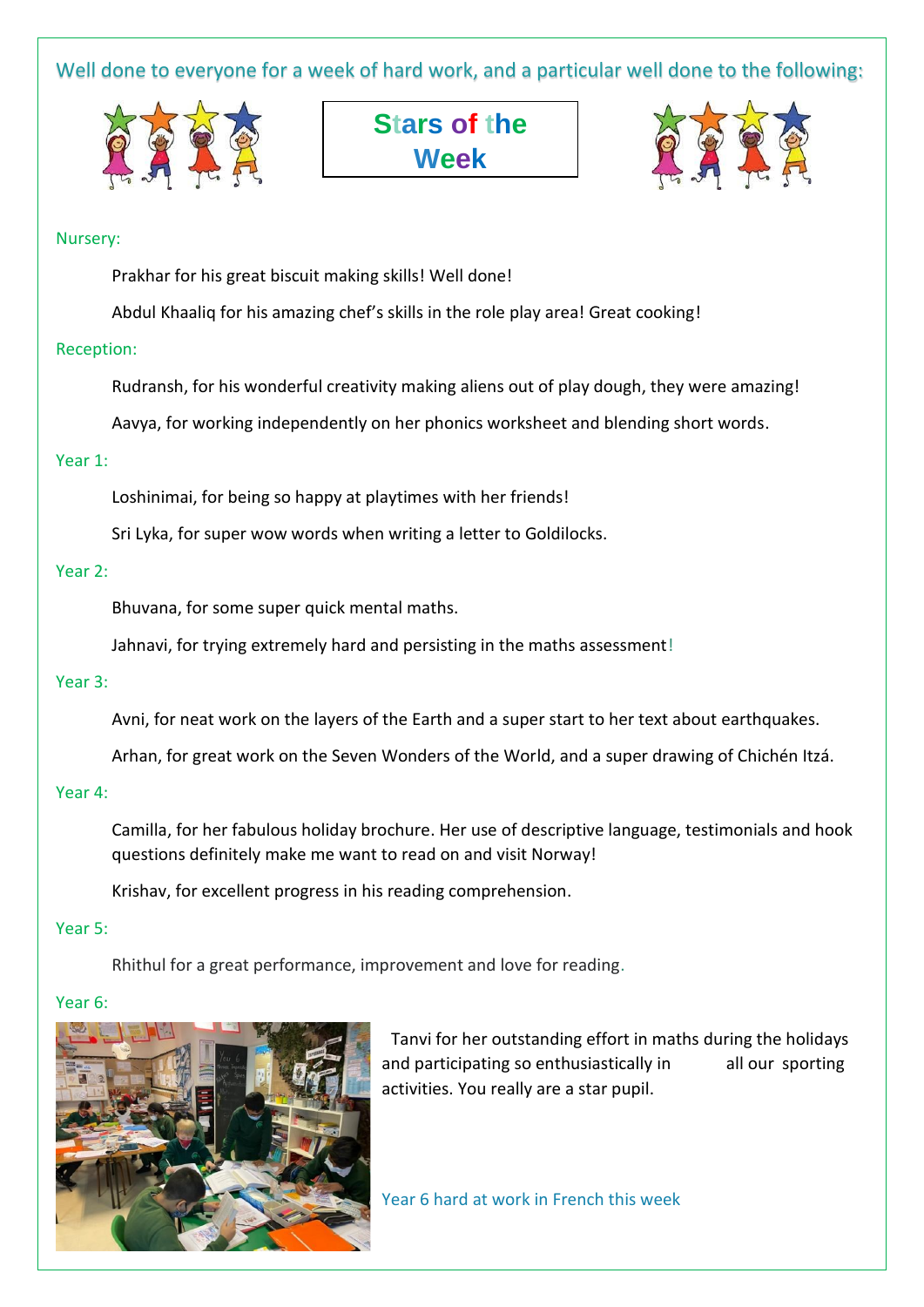Well done to everyone for a week of hard work, and a particular well done to the following:

# Stars of the Week

Nursery:

Prakhar for his great biscuit making skills! Well done!

Abdul Khaaliq for his amazing chef's skills in the role play area! Great cooking!

Reception:

Rudransh, for his wonderful creativity making aliens out of play dough, they were amazing!

Aavya, for working independently on her phonics worksheet and blending short words.

Year 1:

Loshinimai, for being so happy at playtimes with her friends!

Sri Lyka, for super wow words when writing a letter to Goldilocks.

Year 2:

Bhuvana, for some super quick mental maths.

Jahnavi, for trying extremely hard and persisting in the maths assessment!

Year 3:

Avni, for neat work on the layers of the Earth and a super start to her text about earthquakes.

Arhan, for great work on the Seven Wonders of the World, and a super drawing of Chichén Itzá.

Year 4:

Camilla, for her fabulous holiday brochure. Her use of descriptive language, testimonials and hook questions definitely make me want to read on and visit Norway!

Krishav, for excellent progress in his reading comprehension.

Year 5:

Rhithul for a great performance, improvement and love for reading.

Year 6:

Tanvi for her outstanding effort in maths during the holidays and participating so enthusiastically in all our sporting activities. You really are a star pupil.

Year 6 hard at work in French this week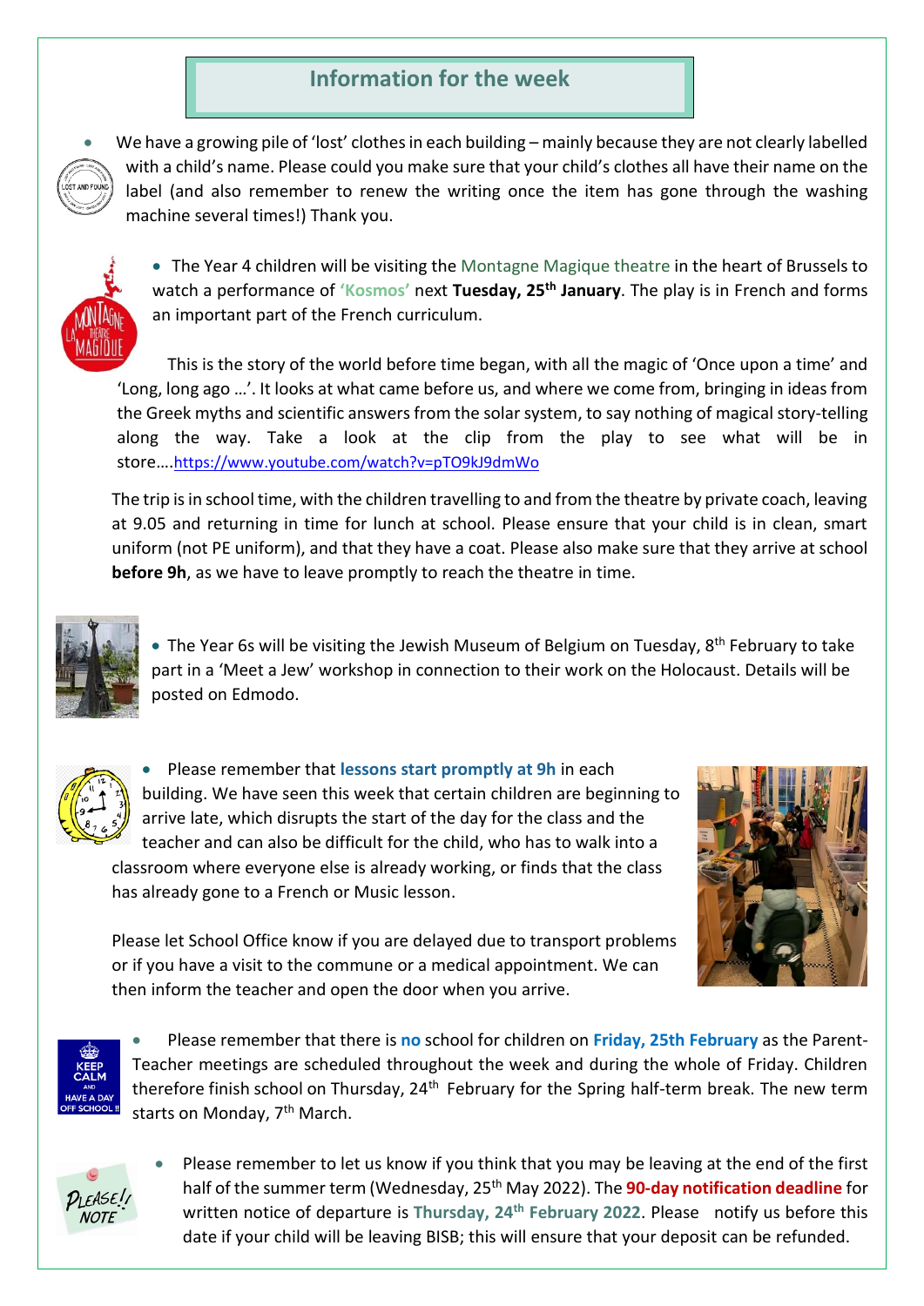## Information for the week

- We have a growing pile of 'lost' clothes in each building – mainly because they are not clearly labelled with a child's name. Please could you make sure that your child's clothes all have their name on the label (and also remember to renew the writing once the item has gone through the washing machine several times!) Thank you.

- The Year 4 children will be visiting the Montagne Magique theatre in the heart of Brussels to watch a performance of **'Kosmos'** next **Tuesday, 25th January**. The play is in French and forms an important part of the French curriculum.

  This is the story of the world before time began, with all the magic of 'Once upon a time' and 'Long, long ago …'. It looks at what came before us, and where we come from, bringing in ideas from the Greek myths and scientific answers from the solar system, to say nothing of magical story-telling along the way. Take a look at the clip from the play to see what will be in store….https://www.youtube.com/watch?v=pTO9kJ9dmWo

  The trip is in school time, with the children travelling to and from the theatre by private coach, leaving at 9.05 and returning in time for lunch at school. Please ensure that your child is in clean, smart uniform (not PE uniform), and that they have a coat. Please also make sure that they arrive at school **before 9h**, as we have to leave promptly to reach the theatre in time.

- The Year 6s will be visiting the Jewish Museum of Belgium on Tuesday, 8th February to take part in a 'Meet a Jew' workshop in connection to their work on the Holocaust. Details will be posted on Edmodo.

- Please remember that **lessons start promptly at 9h** in each building. We have seen this week that certain children are beginning to arrive late, which disrupts the start of the day for the class and the teacher and can also be difficult for the child, who has to walk into a classroom where everyone else is already working, or finds that the class has already gone to a French or Music lesson.

  Please let School Office know if you are delayed due to transport problems or if you have a visit to the commune or a medical appointment. We can then inform the teacher and open the door when you arrive.

- Please remember that there is **no** school for children on **Friday, 25th February** as the Parent-Teacher meetings are scheduled throughout the week and during the whole of Friday. Children therefore finish school on Thursday, 24th February for the Spring half-term break. The new term starts on Monday, 7th March.

- Please remember to let us know if you think that you may be leaving at the end of the first half of the summer term (Wednesday, 25th May 2022). The **90-day notification deadline** for written notice of departure is **Thursday, 24th February 2022**. Please notify us before this date if your child will be leaving BISB; this will ensure that your deposit can be refunded.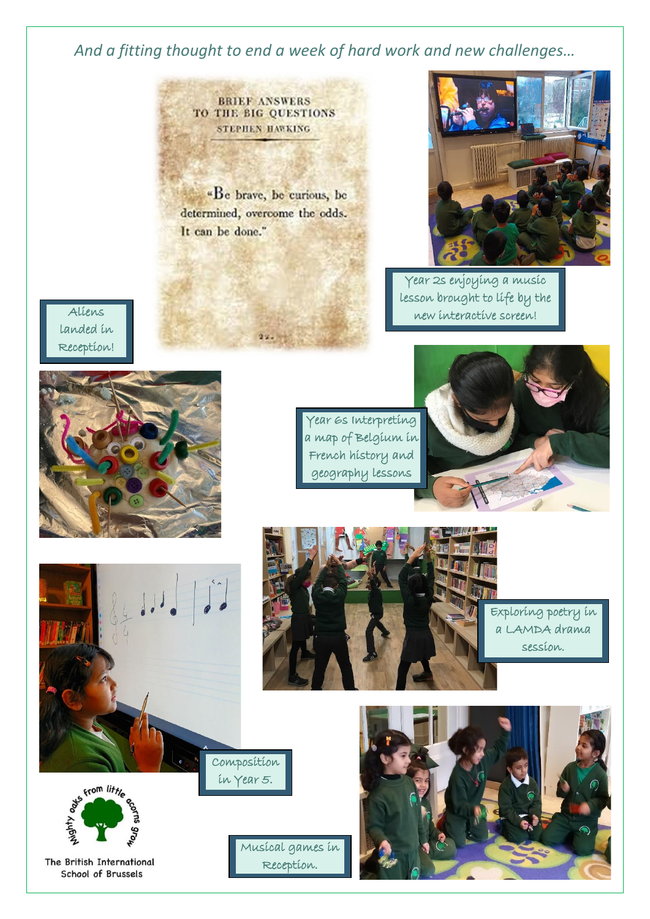*And a fitting thought to end a week of hard work and new challenges…*

BRIEF ANSWERS TO THE BIG QUESTIONS

STEPHEN HAWKING

"Be brave, be curious, be determined, overcome the odds. It can be done."

Year 2s enjoying a music lesson brought to life by the new interactive screen!

Aliens landed in Reception!

Year 6s interpreting a map of Belgium in French history and geography lessons

Exploring poetry in a LAMDA drama session.

Composition in Year 5.

Mighty oaks from little acorns grow

The British International School of Brussels

Musical games in Reception.